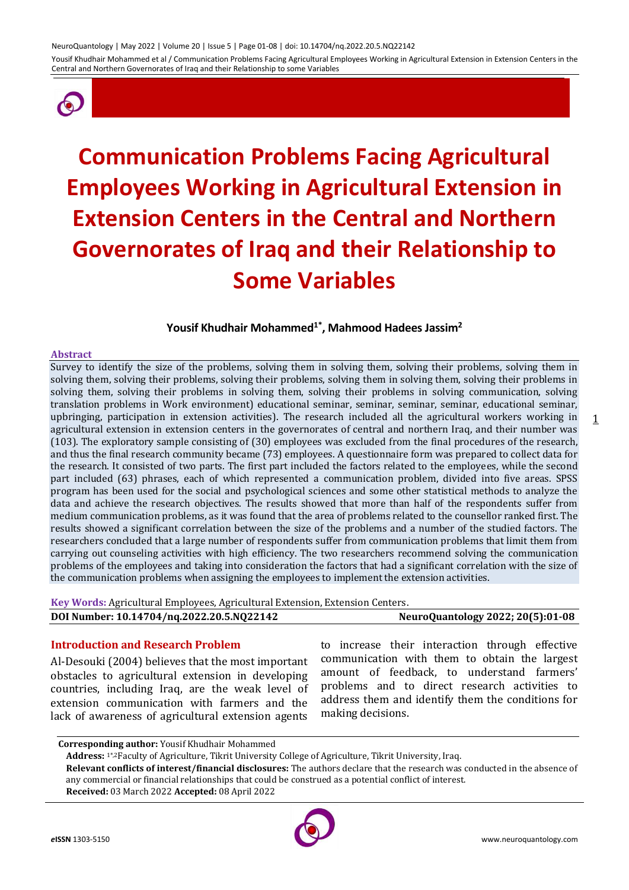# Communication Problems Facing Agricultural Employees Working in Agricultural Extension in Extension Centers in the Central and Northern Governorates of Iraq and their Relationship to Some Variables

**Yousif Khudhair Mohammed[1*], Mahmood Hadees Jassim[2]**

## Abstract

Survey to identify the size of the problems, solving them in solving them, solving their problems, solving them in solving them, solving their problems, solving their problems, solving them in solving them, solving their problems in solving them, solving their problems in solving them, solving their problems in solving communication, solving translation problems in Work environment) educational seminar, seminar, seminar, seminar, educational seminar, upbringing, participation in extension activities). The research included all the agricultural workers working in agricultural extension in extension centers in the governorates of central and northern Iraq, and their number was (103). The exploratory sample consisting of (30) employees was excluded from the final procedures of the research, and thus the final research community became (73) employees. A questionnaire form was prepared to collect data for the research. It consisted of two parts. The first part included the factors related to the employees, while the second part included (63) phrases, each of which represented a communication problem, divided into five areas. SPSS program has been used for the social and psychological sciences and some other statistical methods to analyze the data and achieve the research objectives. The results showed that more than half of the respondents suffer from medium communication problems, as it was found that the area of problems related to the counsellor ranked first. The results showed a significant correlation between the size of the problems and a number of the studied factors. The researchers concluded that a large number of respondents suffer from communication problems that limit them from carrying out counseling activities with high efficiency. The two researchers recommend solving the communication problems of the employees and taking into consideration the factors that had a significant correlation with the size of the communication problems when assigning the employees to implement the extension activities.

**Key Words:** Agricultural Employees, Agricultural Extension, Extension Centers.

**DOI Number: 10.14704/nq.2022.20.5.NQ22142** | **NeuroQuantology 2022; 20(5):01-08**

## Introduction and Research Problem

Al-Desouki (2004) believes that the most important obstacles to agricultural extension in developing countries, including Iraq, are the weak level of extension communication with farmers and the lack of awareness of agricultural extension agents to increase their interaction through effective communication with them to obtain the largest amount of feedback, to understand farmers' problems and to direct research activities to address them and identify them the conditions for making decisions.

---

**Corresponding author:** Yousif Khudhair Mohammed

**Address:** [1*,2]Faculty of Agriculture, Tikrit University College of Agriculture, Tikrit University, Iraq.

**Relevant conflicts of interest/financial disclosures:** The authors declare that the research was conducted in the absence of any commercial or financial relationships that could be construed as a potential conflict of interest.

**Received:** 03 March 2022 **Accepted:** 08 April 2022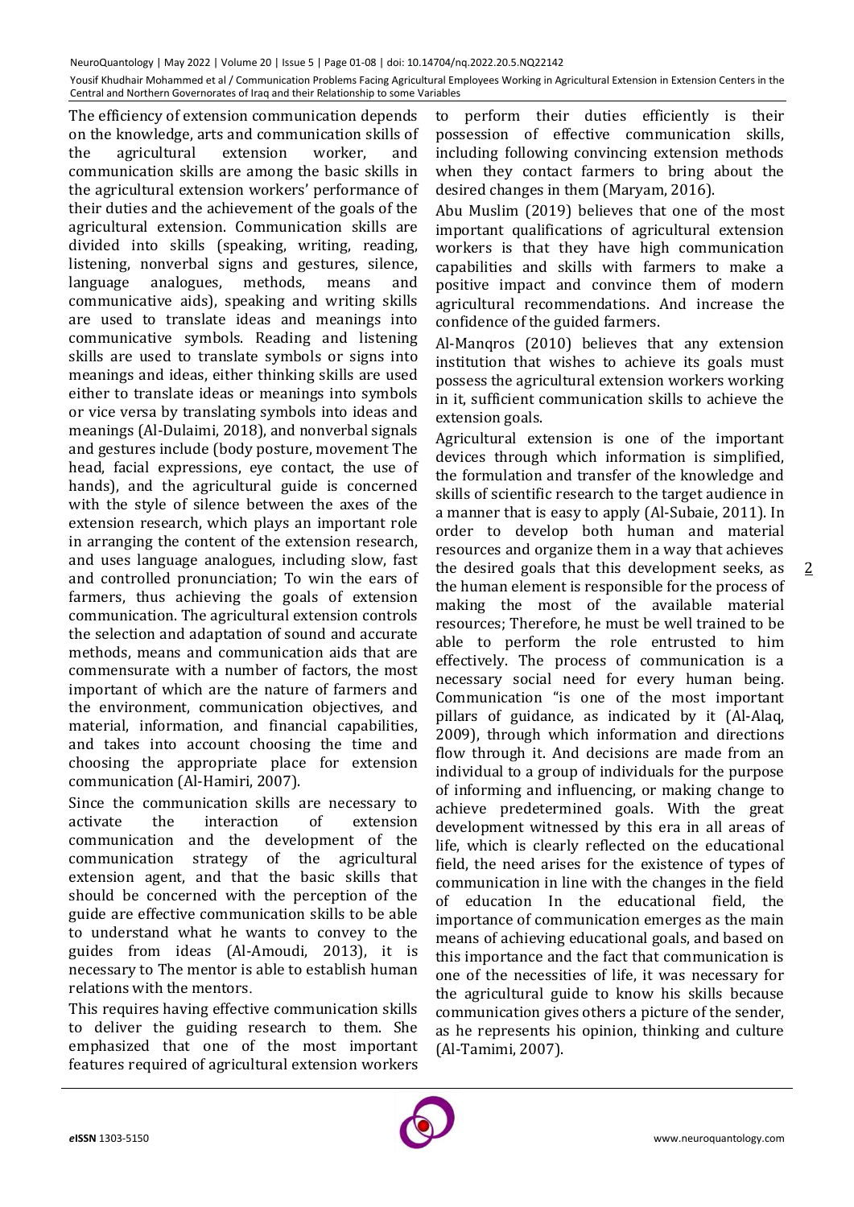The efficiency of extension communication depends on the knowledge, arts and communication skills of the agricultural extension worker, and communication skills are among the basic skills in the agricultural extension workers' performance of their duties and the achievement of the goals of the agricultural extension. Communication skills are divided into skills (speaking, writing, reading, listening, nonverbal signs and gestures, silence, language analogues, methods, means and communicative aids), speaking and writing skills are used to translate ideas and meanings into communicative symbols. Reading and listening skills are used to translate symbols or signs into meanings and ideas, either thinking skills are used either to translate ideas or meanings into symbols or vice versa by translating symbols into ideas and meanings (Al-Dulaimi, 2018), and nonverbal signals and gestures include (body posture, movement The head, facial expressions, eye contact, the use of hands), and the agricultural guide is concerned with the style of silence between the axes of the extension research, which plays an important role in arranging the content of the extension research, and uses language analogues, including slow, fast and controlled pronunciation; To win the ears of farmers, thus achieving the goals of extension communication. The agricultural extension controls the selection and adaptation of sound and accurate methods, means and communication aids that are commensurate with a number of factors, the most important of which are the nature of farmers and the environment, communication objectives, and material, information, and financial capabilities, and takes into account choosing the time and choosing the appropriate place for extension communication (Al-Hamiri, 2007).

Since the communication skills are necessary to activate the interaction of extension communication and the development of the communication strategy of the agricultural extension agent, and that the basic skills that should be concerned with the perception of the guide are effective communication skills to be able to understand what he wants to convey to the guides from ideas (Al-Amoudi, 2013), it is necessary to The mentor is able to establish human relations with the mentors.

This requires having effective communication skills to deliver the guiding research to them. She emphasized that one of the most important features required of agricultural extension workers to perform their duties efficiently is their possession of effective communication skills, including following convincing extension methods when they contact farmers to bring about the desired changes in them (Maryam, 2016).

Abu Muslim (2019) believes that one of the most important qualifications of agricultural extension workers is that they have high communication capabilities and skills with farmers to make a positive impact and convince them of modern agricultural recommendations. And increase the confidence of the guided farmers.

Al-Manqros (2010) believes that any extension institution that wishes to achieve its goals must possess the agricultural extension workers working in it, sufficient communication skills to achieve the extension goals.

Agricultural extension is one of the important devices through which information is simplified, the formulation and transfer of the knowledge and skills of scientific research to the target audience in a manner that is easy to apply (Al-Subaie, 2011). In order to develop both human and material resources and organize them in a way that achieves the desired goals that this development seeks, as the human element is responsible for the process of making the most of the available material resources; Therefore, he must be well trained to be able to perform the role entrusted to him effectively. The process of communication is a necessary social need for every human being. Communication "is one of the most important pillars of guidance, as indicated by it (Al-Alaq, 2009), through which information and directions flow through it. And decisions are made from an individual to a group of individuals for the purpose of informing and influencing, or making change to achieve predetermined goals. With the great development witnessed by this era in all areas of life, which is clearly reflected on the educational field, the need arises for the existence of types of communication in line with the changes in the field of education In the educational field, the importance of communication emerges as the main means of achieving educational goals, and based on this importance and the fact that communication is one of the necessities of life, it was necessary for the agricultural guide to know his skills because communication gives others a picture of the sender, as he represents his opinion, thinking and culture (Al-Tamimi, 2007).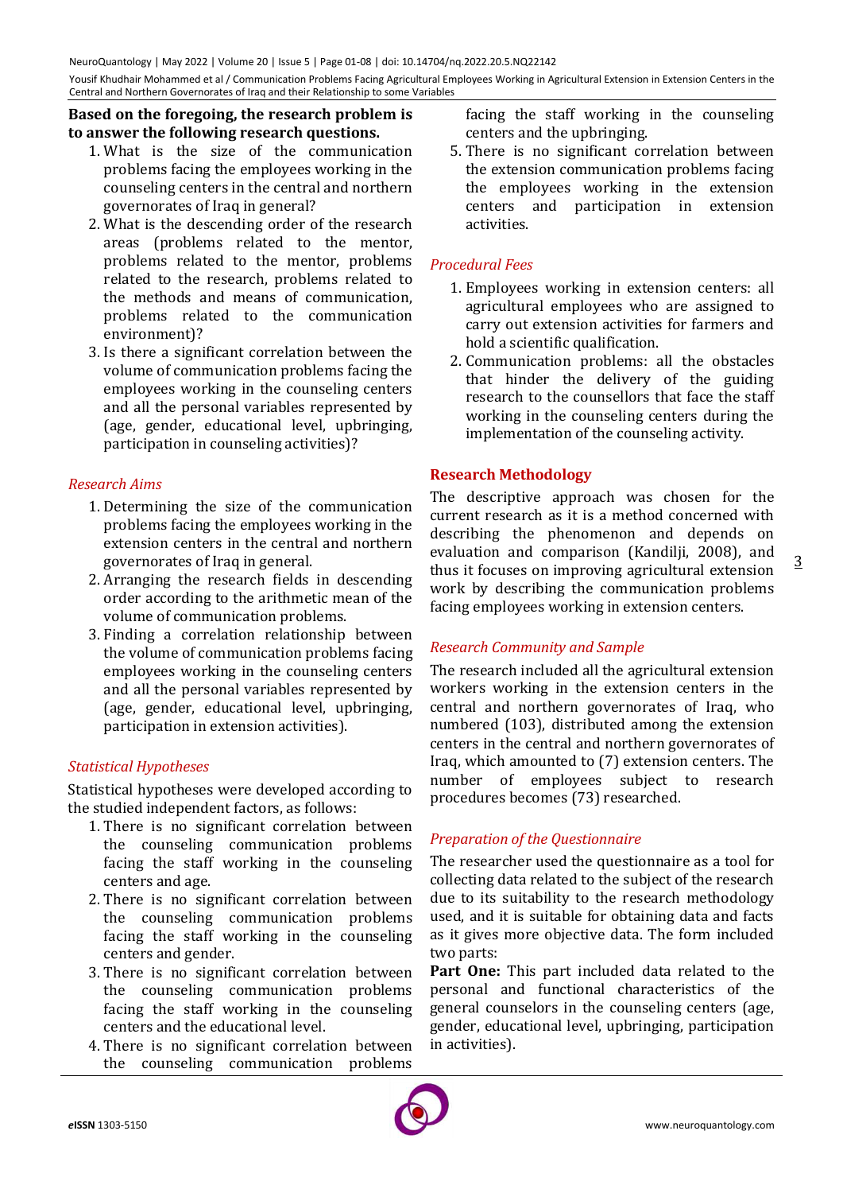**Based on the foregoing, the research problem is to answer the following research questions.**

1. What is the size of the communication problems facing the employees working in the counseling centers in the central and northern governorates of Iraq in general?
2. What is the descending order of the research areas (problems related to the mentor, problems related to the mentor, problems related to the research, problems related to the methods and means of communication, problems related to the communication environment)?
3. Is there a significant correlation between the volume of communication problems facing the employees working in the counseling centers and all the personal variables represented by (age, gender, educational level, upbringing, participation in counseling activities)?

*Research Aims*

1. Determining the size of the communication problems facing the employees working in the extension centers in the central and northern governorates of Iraq in general.
2. Arranging the research fields in descending order according to the arithmetic mean of the volume of communication problems.
3. Finding a correlation relationship between the volume of communication problems facing employees working in the counseling centers and all the personal variables represented by (age, gender, educational level, upbringing, participation in extension activities).

*Statistical Hypotheses*

Statistical hypotheses were developed according to the studied independent factors, as follows:

1. There is no significant correlation between the counseling communication problems facing the staff working in the counseling centers and age.
2. There is no significant correlation between the counseling communication problems facing the staff working in the counseling centers and gender.
3. There is no significant correlation between the counseling communication problems facing the staff working in the counseling centers and the educational level.
4. There is no significant correlation between the counseling communication problems facing the staff working in the counseling centers and the upbringing.
5. There is no significant correlation between the extension communication problems facing the employees working in the extension centers and participation in extension activities.

*Procedural Fees*

1. Employees working in extension centers: all agricultural employees who are assigned to carry out extension activities for farmers and hold a scientific qualification.
2. Communication problems: all the obstacles that hinder the delivery of the guiding research to the counsellors that face the staff working in the counseling centers during the implementation of the counseling activity.

**Research Methodology**

The descriptive approach was chosen for the current research as it is a method concerned with describing the phenomenon and depends on evaluation and comparison (Kandilji, 2008), and thus it focuses on improving agricultural extension work by describing the communication problems facing employees working in extension centers.

*Research Community and Sample*

The research included all the agricultural extension workers working in the extension centers in the central and northern governorates of Iraq, who numbered (103), distributed among the extension centers in the central and northern governorates of Iraq, which amounted to (7) extension centers. The number of employees subject to research procedures becomes (73) researched.

*Preparation of the Questionnaire*

The researcher used the questionnaire as a tool for collecting data related to the subject of the research due to its suitability to the research methodology used, and it is suitable for obtaining data and facts as it gives more objective data. The form included two parts:

**Part One:** This part included data related to the personal and functional characteristics of the general counselors in the counseling centers (age, gender, educational level, upbringing, participation in activities).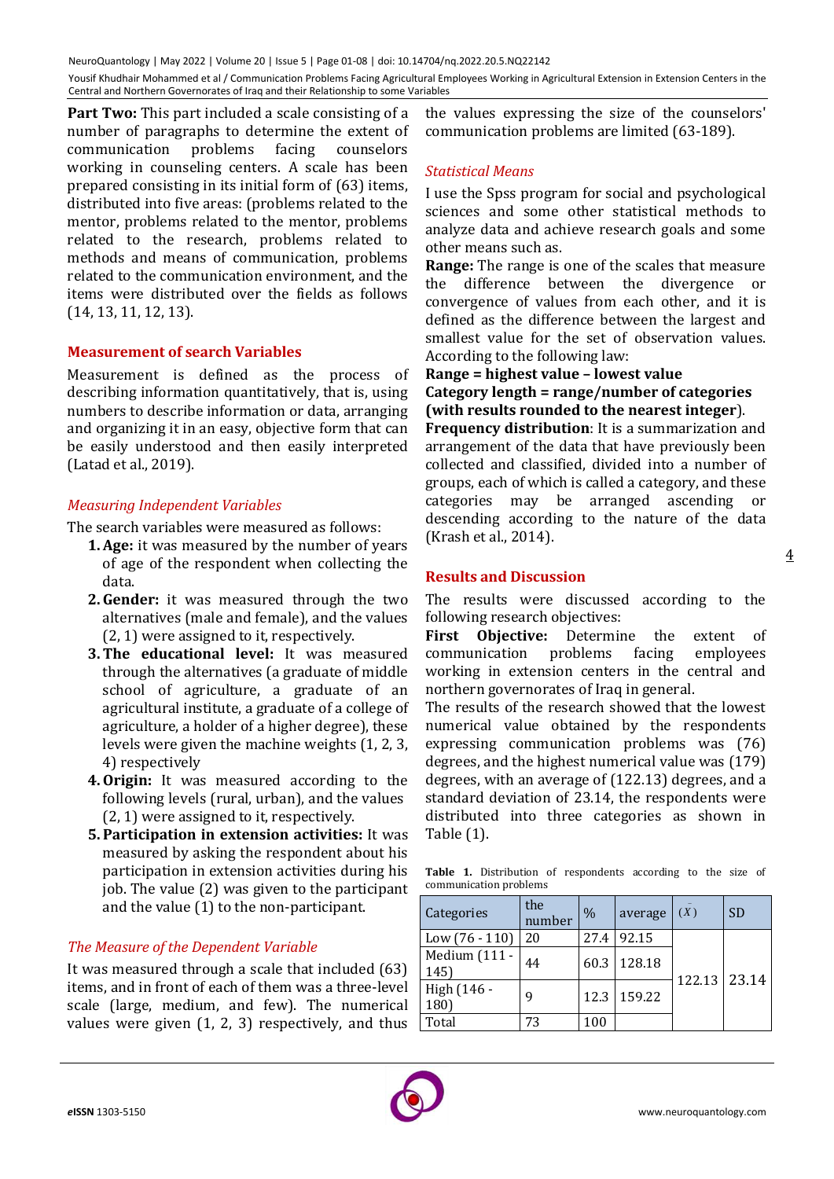**Part Two:** This part included a scale consisting of a number of paragraphs to determine the extent of communication problems facing counselors working in counseling centers. A scale has been prepared consisting in its initial form of (63) items, distributed into five areas: (problems related to the mentor, problems related to the mentor, problems related to the research, problems related to methods and means of communication, problems related to the communication environment, and the items were distributed over the fields as follows (14, 13, 11, 12, 13).

## Measurement of search Variables

Measurement is defined as the process of describing information quantitatively, that is, using numbers to describe information or data, arranging and organizing it in an easy, objective form that can be easily understood and then easily interpreted (Latad et al., 2019).

### *Measuring Independent Variables*

The search variables were measured as follows:

1. **Age:** it was measured by the number of years of age of the respondent when collecting the data.
2. **Gender:** it was measured through the two alternatives (male and female), and the values (2, 1) were assigned to it, respectively.
3. **The educational level:** It was measured through the alternatives (a graduate of middle school of agriculture, a graduate of an agricultural institute, a graduate of a college of agriculture, a holder of a higher degree), these levels were given the machine weights (1, 2, 3, 4) respectively
4. **Origin:** It was measured according to the following levels (rural, urban), and the values (2, 1) were assigned to it, respectively.
5. **Participation in extension activities:** It was measured by asking the respondent about his participation in extension activities during his job. The value (2) was given to the participant and the value (1) to the non-participant.

### *The Measure of the Dependent Variable*

It was measured through a scale that included (63) items, and in front of each of them was a three-level scale (large, medium, and few). The numerical values were given (1, 2, 3) respectively, and thus the values expressing the size of the counselors' communication problems are limited (63-189).

### *Statistical Means*

I use the Spss program for social and psychological sciences and some other statistical methods to analyze data and achieve research goals and some other means such as.

**Range:** The range is one of the scales that measure the difference between the divergence or convergence of values from each other, and it is defined as the difference between the largest and smallest value for the set of observation values. According to the following law:

**Range = highest value – lowest value**

**Category length = range/number of categories (with results rounded to the nearest integer**).

**Frequency distribution**: It is a summarization and arrangement of the data that have previously been collected and classified, divided into a number of groups, each of which is called a category, and these categories may be arranged ascending or descending according to the nature of the data (Krash et al., 2014).

## Results and Discussion

The results were discussed according to the following research objectives:

**First Objective:** Determine the extent of communication problems facing employees working in extension centers in the central and northern governorates of Iraq in general.

The results of the research showed that the lowest numerical value obtained by the respondents expressing communication problems was (76) degrees, and the highest numerical value was (179) degrees, with an average of (122.13) degrees, and a standard deviation of 23.14, the respondents were distributed into three categories as shown in Table (1).

**Table 1.** Distribution of respondents according to the size of communication problems

| Categories | the number | % | average | ($\bar{X}$) | SD |
|---|---|---|---|---|---|
| Low (76 - 110) | 20 | 27.4 | 92.15 | 122.13 | 23.14 |
| Medium (111 - 145) | 44 | 60.3 | 128.18 | | |
| High (146 - 180) | 9 | 12.3 | 159.22 | | |
| Total | 73 | 100 | | | |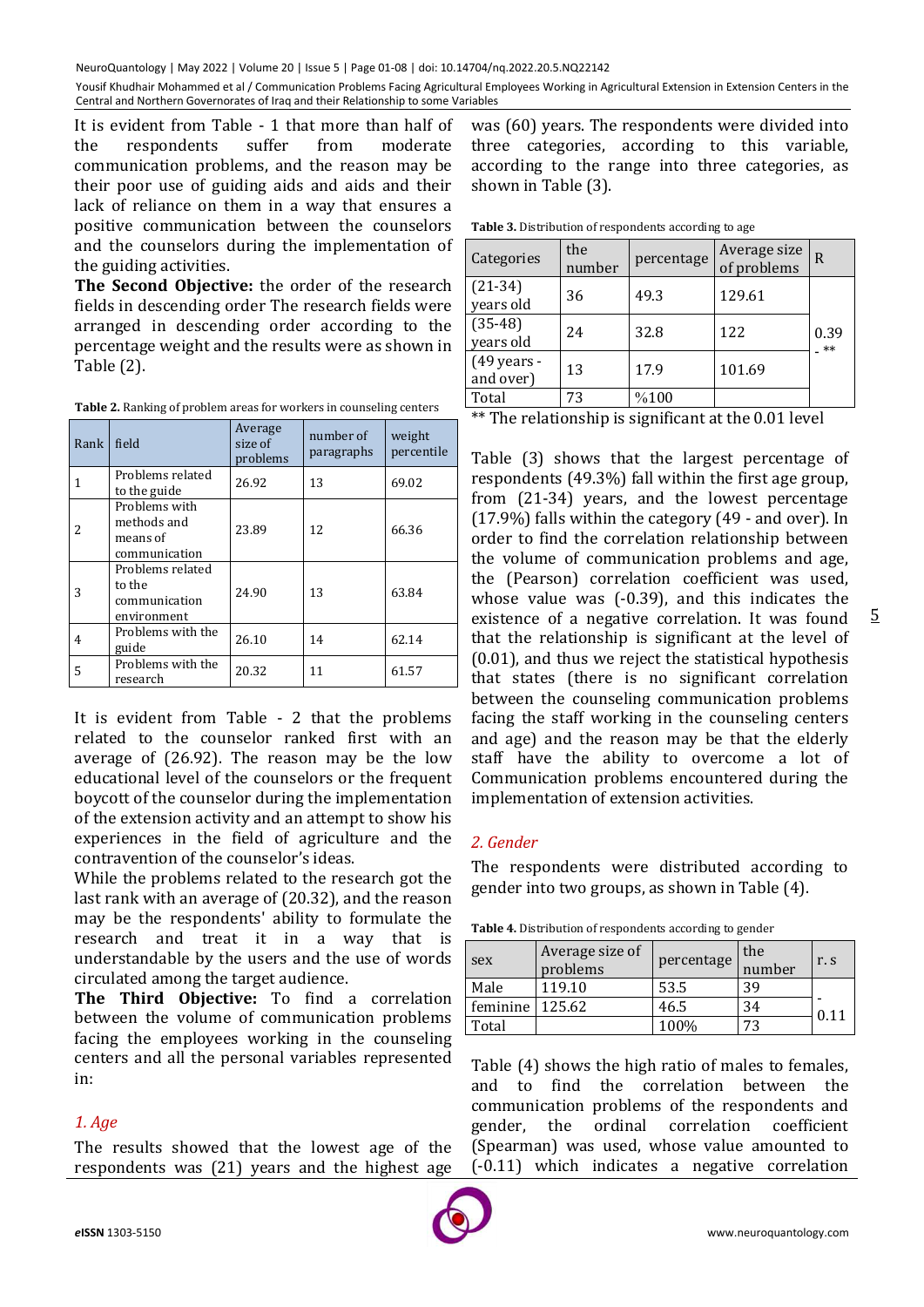It is evident from Table - 1 that more than half of the respondents suffer from moderate communication problems, and the reason may be their poor use of guiding aids and aids and their lack of reliance on them in a way that ensures a positive communication between the counselors and the counselors during the implementation of the guiding activities.

**The Second Objective:** the order of the research fields in descending order The research fields were arranged in descending order according to the percentage weight and the results were as shown in Table (2).

**Table 2.** Ranking of problem areas for workers in counseling centers

| Rank | field | Average size of problems | number of paragraphs | weight percentile |
|---|---|---|---|---|
| 1 | Problems related to the guide | 26.92 | 13 | 69.02 |
| 2 | Problems with methods and means of communication | 23.89 | 12 | 66.36 |
| 3 | Problems related to the communication environment | 24.90 | 13 | 63.84 |
| 4 | Problems with the guide | 26.10 | 14 | 62.14 |
| 5 | Problems with the research | 20.32 | 11 | 61.57 |

It is evident from Table - 2 that the problems related to the counselor ranked first with an average of (26.92). The reason may be the low educational level of the counselors or the frequent boycott of the counselor during the implementation of the extension activity and an attempt to show his experiences in the field of agriculture and the contravention of the counselor's ideas.

While the problems related to the research got the last rank with an average of (20.32), and the reason may be the respondents' ability to formulate the research and treat it in a way that is understandable by the users and the use of words circulated among the target audience.

**The Third Objective:** To find a correlation between the volume of communication problems facing the employees working in the counseling centers and all the personal variables represented in:

*1. Age*

The results showed that the lowest age of the respondents was (21) years and the highest age was (60) years. The respondents were divided into three categories, according to this variable, according to the range into three categories, as shown in Table (3).

**Table 3.** Distribution of respondents according to age

| Categories | the number | percentage | Average size of problems | R |
|---|---|---|---|---|
| (21-34) years old | 36 | 49.3 | 129.61 | 0.39 - ** |
| (35-48) years old | 24 | 32.8 | 122 | |
| (49 years - and over) | 13 | 17.9 | 101.69 | |
| Total | 73 | %100 | | |

** The relationship is significant at the 0.01 level

Table (3) shows that the largest percentage of respondents (49.3%) fall within the first age group, from (21-34) years, and the lowest percentage (17.9%) falls within the category (49 - and over). In order to find the correlation relationship between the volume of communication problems and age, the (Pearson) correlation coefficient was used, whose value was (-0.39), and this indicates the existence of a negative correlation. It was found that the relationship is significant at the level of (0.01), and thus we reject the statistical hypothesis that states (there is no significant correlation between the counseling communication problems facing the staff working in the counseling centers and age) and the reason may be that the elderly staff have the ability to overcome a lot of Communication problems encountered during the implementation of extension activities.

*2. Gender*

The respondents were distributed according to gender into two groups, as shown in Table (4).

**Table 4.** Distribution of respondents according to gender

| sex | Average size of problems | percentage | the number | r. s |
|---|---|---|---|---|
| Male | 119.10 | 53.5 | 39 | - 0.11 |
| feminine | 125.62 | 46.5 | 34 | |
| Total | | 100% | 73 | |

Table (4) shows the high ratio of males to females, and to find the correlation between the communication problems of the respondents and gender, the ordinal correlation coefficient (Spearman) was used, whose value amounted to (-0.11) which indicates a negative correlation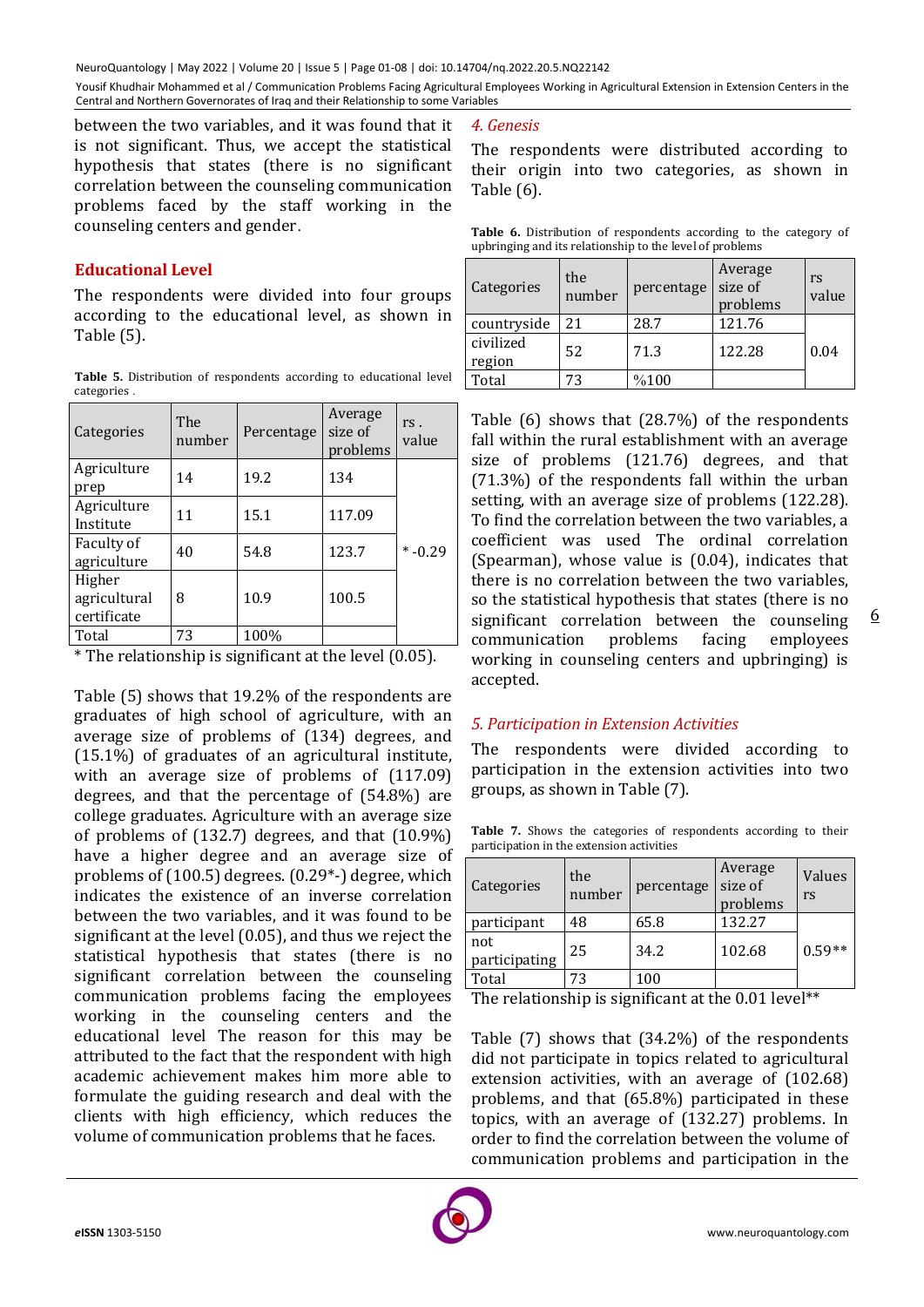between the two variables, and it was found that it is not significant. Thus, we accept the statistical hypothesis that states (there is no significant correlation between the counseling communication problems faced by the staff working in the counseling centers and gender.

## Educational Level

The respondents were divided into four groups according to the educational level, as shown in Table (5).

**Table 5.** Distribution of respondents according to educational level categories .

| Categories | The number | Percentage | Average size of problems | rs . value |
|---|---|---|---|---|
| Agriculture prep | 14 | 19.2 | 134 | * -0.29 |
| Agriculture Institute | 11 | 15.1 | 117.09 | |
| Faculty of agriculture | 40 | 54.8 | 123.7 | |
| Higher agricultural certificate | 8 | 10.9 | 100.5 | |
| Total | 73 | 100% | | |

* The relationship is significant at the level (0.05).

Table (5) shows that 19.2% of the respondents are graduates of high school of agriculture, with an average size of problems of (134) degrees, and (15.1%) of graduates of an agricultural institute, with an average size of problems of (117.09) degrees, and that the percentage of (54.8%) are college graduates. Agriculture with an average size of problems of (132.7) degrees, and that (10.9%) have a higher degree and an average size of problems of (100.5) degrees. (0.29*-) degree, which indicates the existence of an inverse correlation between the two variables, and it was found to be significant at the level (0.05), and thus we reject the statistical hypothesis that states (there is no significant correlation between the counseling communication problems facing the employees working in the counseling centers and the educational level The reason for this may be attributed to the fact that the respondent with high academic achievement makes him more able to formulate the guiding research and deal with the clients with high efficiency, which reduces the volume of communication problems that he faces.

### *4. Genesis*

The respondents were distributed according to their origin into two categories, as shown in Table (6).

**Table 6.** Distribution of respondents according to the category of upbringing and its relationship to the level of problems

| Categories | the number | percentage | Average size of problems | rs value |
|---|---|---|---|---|
| countryside | 21 | 28.7 | 121.76 | 0.04 |
| civilized region | 52 | 71.3 | 122.28 | |
| Total | 73 | %100 | | |

Table (6) shows that (28.7%) of the respondents fall within the rural establishment with an average size of problems (121.76) degrees, and that (71.3%) of the respondents fall within the urban setting, with an average size of problems (122.28). To find the correlation between the two variables, a coefficient was used The ordinal correlation (Spearman), whose value is (0.04), indicates that there is no correlation between the two variables, so the statistical hypothesis that states (there is no significant correlation between the counseling communication problems facing employees working in counseling centers and upbringing) is accepted.

### *5. Participation in Extension Activities*

The respondents were divided according to participation in the extension activities into two groups, as shown in Table (7).

**Table 7.** Shows the categories of respondents according to their participation in the extension activities

| Categories | the number | percentage | Average size of problems | Values rs |
|---|---|---|---|---|
| participant | 48 | 65.8 | 132.27 | 0.59** |
| not participating | 25 | 34.2 | 102.68 | |
| Total | 73 | 100 | | |

The relationship is significant at the 0.01 level**

Table (7) shows that (34.2%) of the respondents did not participate in topics related to agricultural extension activities, with an average of (102.68) problems, and that (65.8%) participated in these topics, with an average of (132.27) problems. In order to find the correlation between the volume of communication problems and participation in the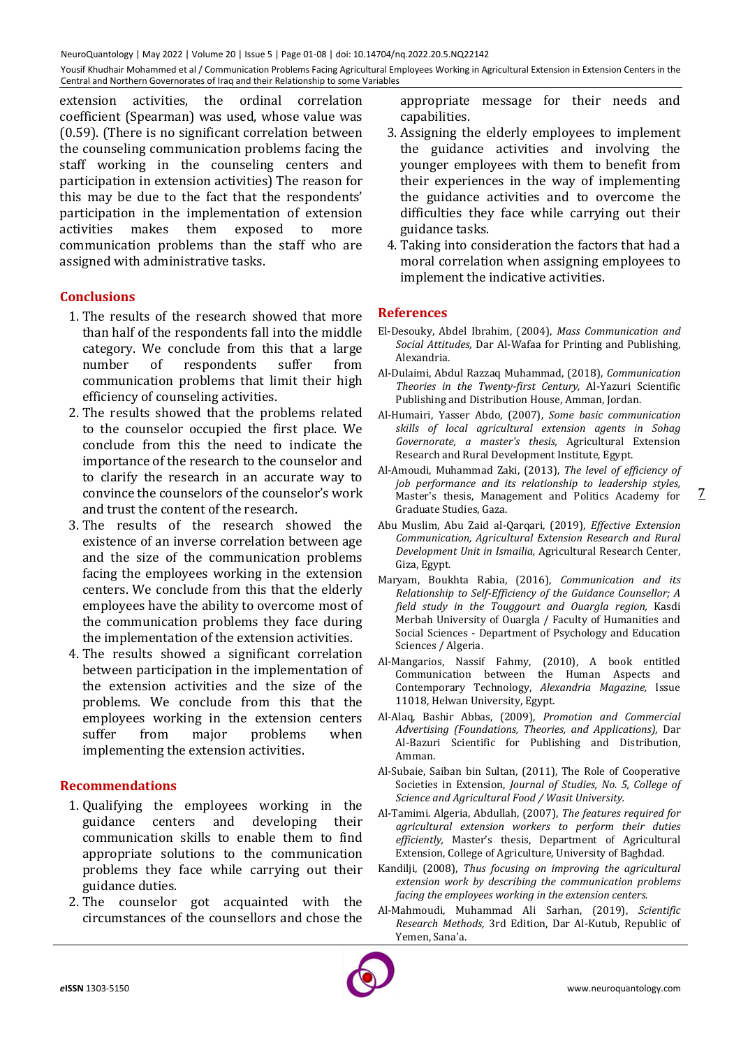extension activities, the ordinal correlation coefficient (Spearman) was used, whose value was (0.59). (There is no significant correlation between the counseling communication problems facing the staff working in the counseling centers and participation in extension activities) The reason for this may be due to the fact that the respondents' participation in the implementation of extension activities makes them exposed to more communication problems than the staff who are assigned with administrative tasks.

## Conclusions

1. The results of the research showed that more than half of the respondents fall into the middle category. We conclude from this that a large number of respondents suffer from communication problems that limit their high efficiency of counseling activities.
2. The results showed that the problems related to the counselor occupied the first place. We conclude from this the need to indicate the importance of the research to the counselor and to clarify the research in an accurate way to convince the counselors of the counselor's work and trust the content of the research.
3. The results of the research showed the existence of an inverse correlation between age and the size of the communication problems facing the employees working in the extension centers. We conclude from this that the elderly employees have the ability to overcome most of the communication problems they face during the implementation of the extension activities.
4. The results showed a significant correlation between participation in the implementation of the extension activities and the size of the problems. We conclude from this that the employees working in the extension centers suffer from major problems when implementing the extension activities.

## Recommendations

1. Qualifying the employees working in the guidance centers and developing their communication skills to enable them to find appropriate solutions to the communication problems they face while carrying out their guidance duties.
2. The counselor got acquainted with the circumstances of the counsellors and chose the appropriate message for their needs and capabilities.
3. Assigning the elderly employees to implement the guidance activities and involving the younger employees with them to benefit from their experiences in the way of implementing the guidance activities and to overcome the difficulties they face while carrying out their guidance tasks.
4. Taking into consideration the factors that had a moral correlation when assigning employees to implement the indicative activities.

## References

El-Desouky, Abdel Ibrahim, (2004), *Mass Communication and Social Attitudes,* Dar Al-Wafaa for Printing and Publishing, Alexandria.

Al-Dulaimi, Abdul Razzaq Muhammad, (2018), *Communication Theories in the Twenty-first Century,* Al-Yazuri Scientific Publishing and Distribution House, Amman, Jordan.

Al-Humairi, Yasser Abdo, (2007), *Some basic communication skills of local agricultural extension agents in Sohag Governorate, a master's thesis,* Agricultural Extension Research and Rural Development Institute, Egypt.

Al-Amoudi, Muhammad Zaki, (2013), *The level of efficiency of job performance and its relationship to leadership styles,* Master's thesis, Management and Politics Academy for Graduate Studies, Gaza.

Abu Muslim, Abu Zaid al-Qarqari, (2019), *Effective Extension Communication, Agricultural Extension Research and Rural Development Unit in Ismailia,* Agricultural Research Center, Giza, Egypt.

Maryam, Boukhta Rabia, (2016), *Communication and its Relationship to Self-Efficiency of the Guidance Counsellor; A field study in the Touggourt and Ouargla region,* Kasdi Merbah University of Ouargla / Faculty of Humanities and Social Sciences - Department of Psychology and Education Sciences / Algeria.

Al-Mangarios, Nassif Fahmy, (2010), A book entitled Communication between the Human Aspects and Contemporary Technology, *Alexandria Magazine,* Issue 11018, Helwan University, Egypt.

Al-Alaq, Bashir Abbas, (2009), *Promotion and Commercial Advertising (Foundations, Theories, and Applications),* Dar Al-Bazuri Scientific for Publishing and Distribution, Amman.

Al-Subaie, Saiban bin Sultan, (2011), The Role of Cooperative Societies in Extension, *Journal of Studies, No. 5, College of Science and Agricultural Food / Wasit University.*

Al-Tamimi. Algeria, Abdullah, (2007), *The features required for agricultural extension workers to perform their duties efficiently,* Master's thesis, Department of Agricultural Extension, College of Agriculture, University of Baghdad.

Kandilji, (2008), *Thus focusing on improving the agricultural extension work by describing the communication problems facing the employees working in the extension centers.*

Al-Mahmoudi, Muhammad Ali Sarhan, (2019), *Scientific Research Methods,* 3rd Edition, Dar Al-Kutub, Republic of Yemen, Sana'a.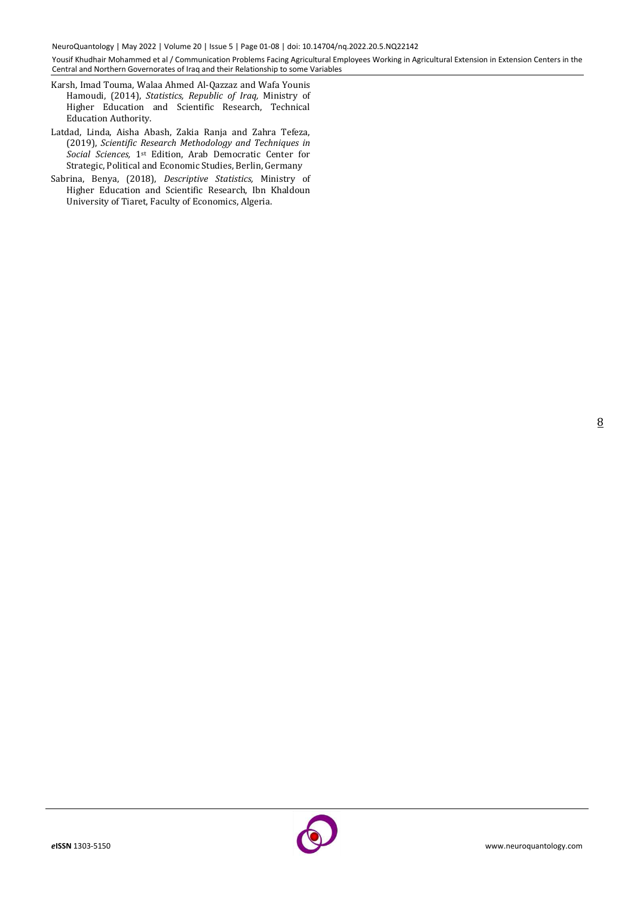Karsh, Imad Touma, Walaa Ahmed Al-Qazzaz and Wafa Younis Hamoudi, (2014), *Statistics, Republic of Iraq,* Ministry of Higher Education and Scientific Research, Technical Education Authority.

Latdad, Linda, Aisha Abash, Zakia Ranja and Zahra Tefeza, (2019), *Scientific Research Methodology and Techniques in Social Sciences,* 1st Edition, Arab Democratic Center for Strategic, Political and Economic Studies, Berlin, Germany

Sabrina, Benya, (2018), *Descriptive Statistics,* Ministry of Higher Education and Scientific Research, Ibn Khaldoun University of Tiaret, Faculty of Economics, Algeria.